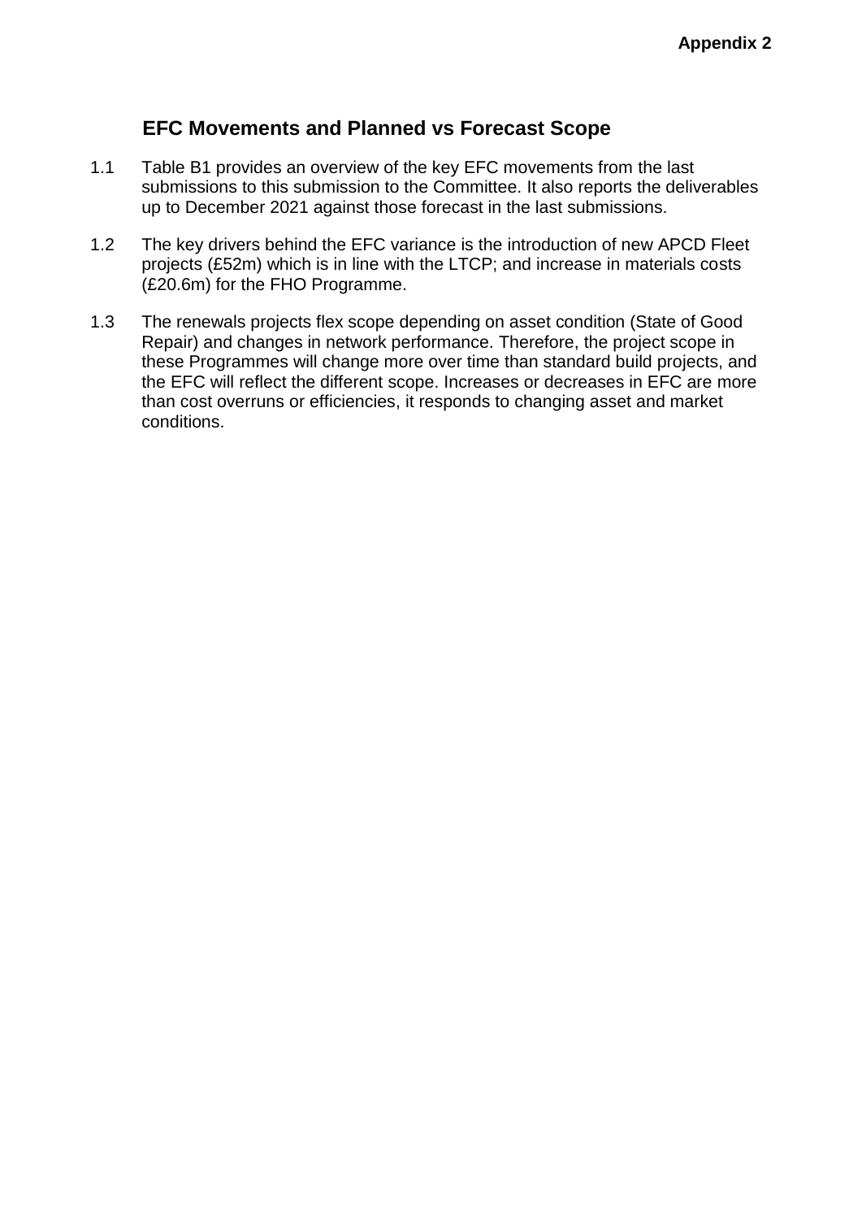**Appendix 2**

## EFC Movements and Planned vs Forecast Scope

1.1 Table B1 provides an overview of the key EFC movements from the last submissions to this submission to the Committee. It also reports the deliverables up to December 2021 against those forecast in the last submissions.

1.2 The key drivers behind the EFC variance is the introduction of new APCD Fleet projects (£52m) which is in line with the LTCP; and increase in materials costs (£20.6m) for the FHO Programme.

1.3 The renewals projects flex scope depending on asset condition (State of Good Repair) and changes in network performance. Therefore, the project scope in these Programmes will change more over time than standard build projects, and the EFC will reflect the different scope. Increases or decreases in EFC are more than cost overruns or efficiencies, it responds to changing asset and market conditions.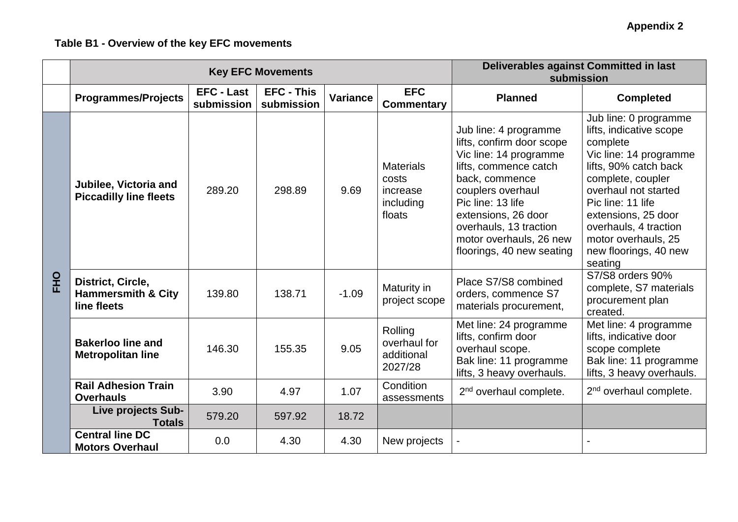**Appendix 2**

**Table B1 - Overview of the key EFC movements**

| | Key EFC Movements | | | | | Deliverables against Committed in last submission | |
|---|---|---|---|---|---|---|---|
| | **Programmes/Projects** | **EFC - Last submission** | **EFC - This submission** | **Variance** | **EFC Commentary** | **Planned** | **Completed** |
| **FHO** | **Jubilee, Victoria and Piccadilly line fleets** | 289.20 | 298.89 | 9.69 | Materials costs increase including floats | Jub line: 4 programme lifts, confirm door scope<br>Vic line: 14 programme lifts, commence catch back, commence couplers overhaul<br>Pic line: 13 life extensions, 26 door overhauls, 13 traction motor overhauls, 26 new floorings, 40 new seating | Jub line: 0 programme lifts, indicative scope complete<br>Vic line: 14 programme lifts, 90% catch back complete, coupler overhaul not started<br>Pic line: 11 life extensions, 25 door overhauls, 4 traction motor overhauls, 25 new floorings, 40 new seating |
| | **District, Circle, Hammersmith & City line fleets** | 139.80 | 138.71 | -1.09 | Maturity in project scope | Place S7/S8 combined orders, commence S7 materials procurement, | S7/S8 orders 90% complete, S7 materials procurement plan created. |
| | **Bakerloo line and Metropolitan line** | 146.30 | 155.35 | 9.05 | Rolling overhaul for additional 2027/28 | Met line: 24 programme lifts, confirm door overhaul scope.<br>Bak line: 11 programme lifts, 3 heavy overhauls. | Met line: 4 programme lifts, indicative door scope complete<br>Bak line: 11 programme lifts, 3 heavy overhauls. |
| | **Rail Adhesion Train Overhauls** | 3.90 | 4.97 | 1.07 | Condition assessments | 2nd overhaul complete. | 2nd overhaul complete. |
| | **Live projects Sub-Totals** | 579.20 | 597.92 | 18.72 | | | |
| | **Central line DC Motors Overhaul** | 0.0 | 4.30 | 4.30 | New projects | - | - |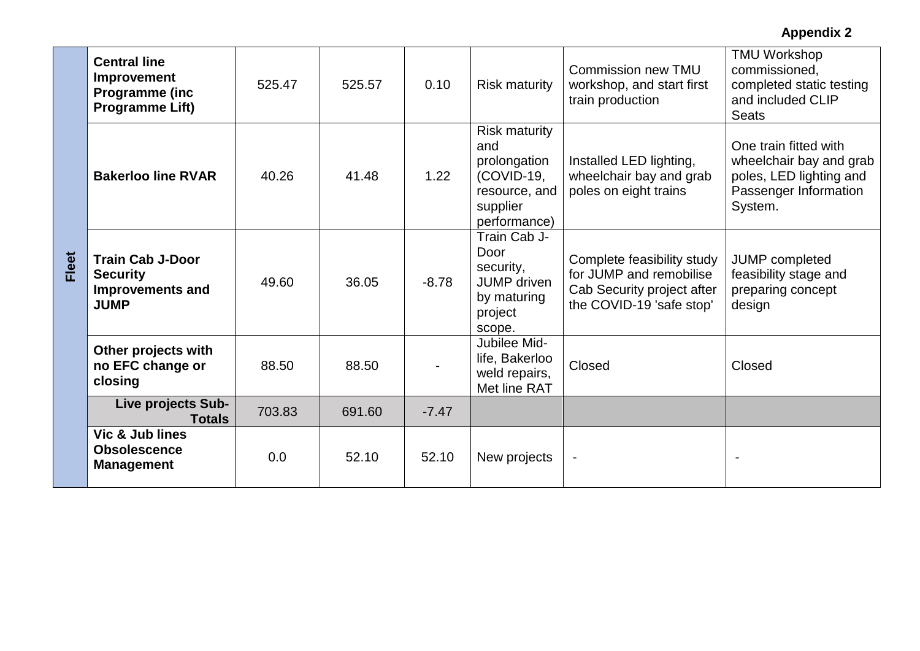**Appendix 2**

| | | | | | | | |
|---|---|---|---|---|---|---|---|
| **Fleet** | **Central line Improvement Programme (inc Programme Lift)** | 525.47 | 525.57 | 0.10 | Risk maturity | Commission new TMU workshop, and start first train production | TMU Workshop commissioned, completed static testing and included CLIP Seats |
| | **Bakerloo line RVAR** | 40.26 | 41.48 | 1.22 | Risk maturity and prolongation (COVID-19, resource, and supplier performance) | Installed LED lighting, wheelchair bay and grab poles on eight trains | One train fitted with wheelchair bay and grab poles, LED lighting and Passenger Information System. |
| | **Train Cab J-Door Security Improvements and JUMP** | 49.60 | 36.05 | -8.78 | Train Cab J-Door security, JUMP driven by maturing project scope. | Complete feasibility study for JUMP and remobilise Cab Security project after the COVID-19 'safe stop' | JUMP completed feasibility stage and preparing concept design |
| | **Other projects with no EFC change or closing** | 88.50 | 88.50 | - | Jubilee Mid-life, Bakerloo weld repairs, Met line RAT | Closed | Closed |
| | **Live projects Sub-Totals** | 703.83 | 691.60 | -7.47 | | | |
| | **Vic & Jub lines Obsolescence Management** | 0.0 | 52.10 | 52.10 | New projects | - | - |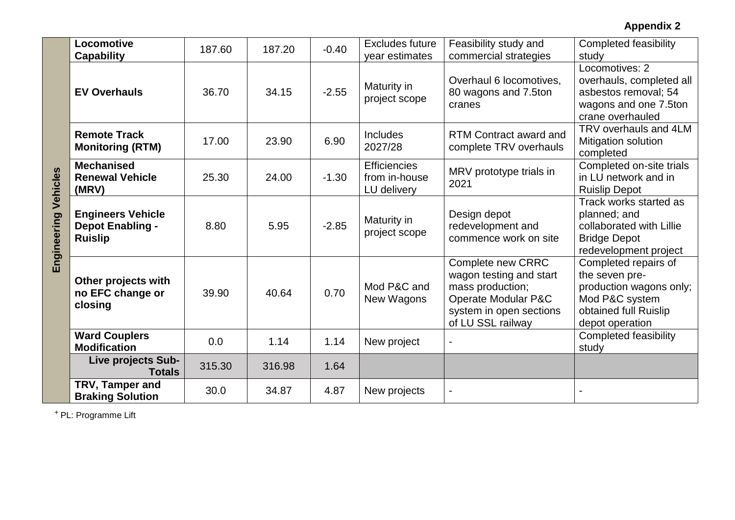**Appendix 2**

| | | | | | | | |
|---|---|---|---|---|---|---|---|
| **Engineering Vehicles** | **Locomotive Capability** | 187.60 | 187.20 | -0.40 | Excludes future year estimates | Feasibility study and commercial strategies | Completed feasibility study |
| | **EV Overhauls** | 36.70 | 34.15 | -2.55 | Maturity in project scope | Overhaul 6 locomotives, 80 wagons and 7.5ton cranes | Locomotives: 2 overhauls, completed all asbestos removal; 54 wagons and one 7.5ton crane overhauled |
| | **Remote Track Monitoring (RTM)** | 17.00 | 23.90 | 6.90 | Includes 2027/28 | RTM Contract award and complete TRV overhauls | TRV overhauls and 4LM Mitigation solution completed |
| | **Mechanised Renewal Vehicle (MRV)** | 25.30 | 24.00 | -1.30 | Efficiencies from in-house LU delivery | MRV prototype trials in 2021 | Completed on-site trials in LU network and in Ruislip Depot |
| | **Engineers Vehicle Depot Enabling - Ruislip** | 8.80 | 5.95 | -2.85 | Maturity in project scope | Design depot redevelopment and commence work on site | Track works started as planned; and collaborated with Lillie Bridge Depot redevelopment project |
| | **Other projects with no EFC change or closing** | 39.90 | 40.64 | 0.70 | Mod P&C and New Wagons | Complete new CRRC wagon testing and start mass production; Operate Modular P&C system in open sections of LU SSL railway | Completed repairs of the seven pre-production wagons only; Mod P&C system obtained full Ruislip depot operation |
| | **Ward Couplers Modification** | 0.0 | 1.14 | 1.14 | New project | - | Completed feasibility study |
| | **Live projects Sub-Totals** | 315.30 | 316.98 | 1.64 | | | |
| | **TRV, Tamper and Braking Solution** | 30.0 | 34.87 | 4.87 | New projects | - | - |

+ PL: Programme Lift